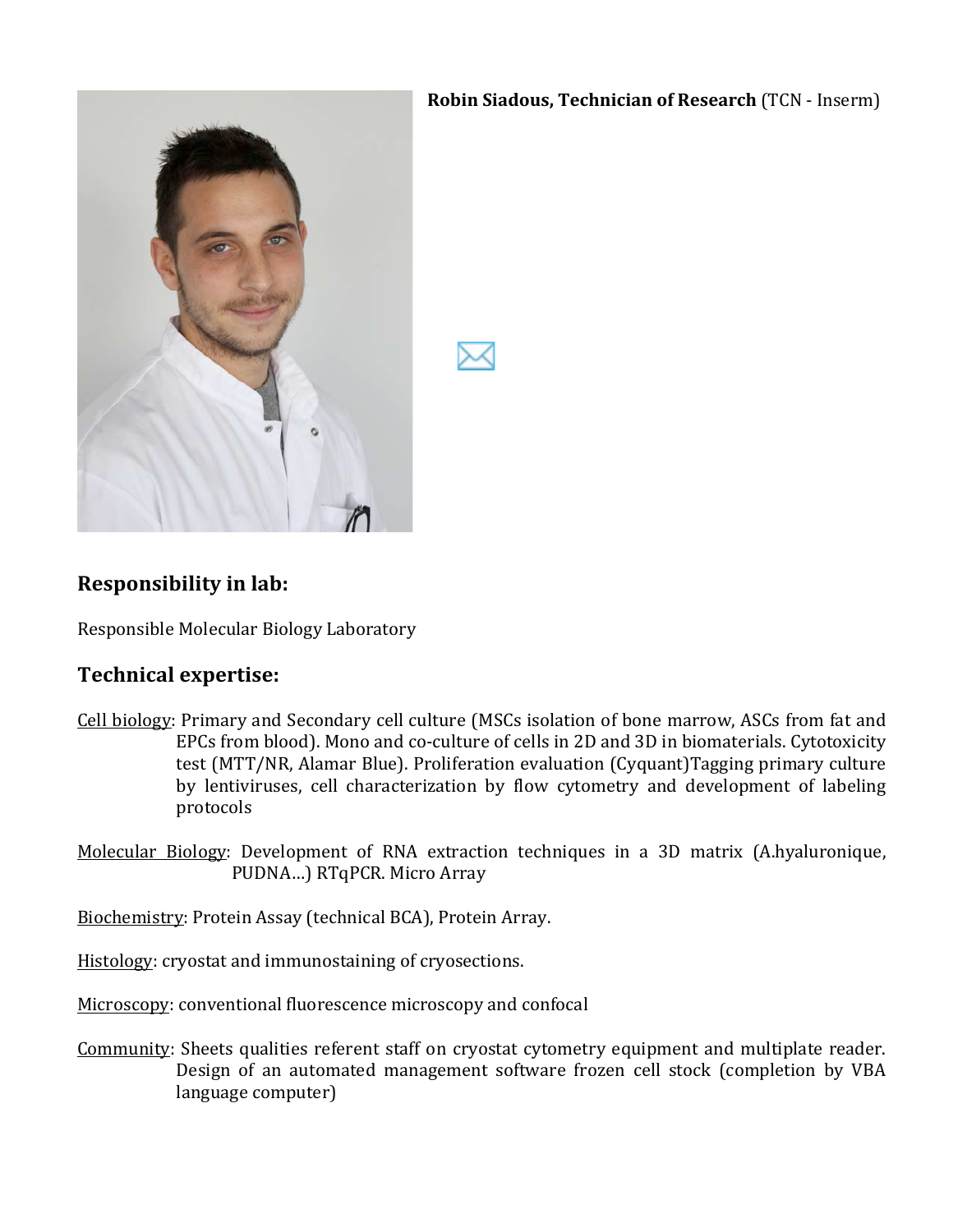**Robin Siadous, Technician of Research** (TCN - Inserm)

## Responsibility in lab:

Responsible Molecular Biology Laboratory

## Technical expertise:

Cell biology: Primary and Secondary cell culture (MSCs isolation of bone marrow, ASCs from fat and EPCs from blood). Mono and co-culture of cells in 2D and 3D in biomaterials. Cytotoxicity test (MTT/NR, Alamar Blue). Proliferation evaluation (Cyquant)Tagging primary culture by lentiviruses, cell characterization by flow cytometry and development of labeling protocols

Molecular Biology: Development of RNA extraction techniques in a 3D matrix (A.hyaluronique, PUDNA…) RTqPCR. Micro Array

Biochemistry: Protein Assay (technical BCA), Protein Array.

Histology: cryostat and immunostaining of cryosections.

Microscopy: conventional fluorescence microscopy and confocal

Community: Sheets qualities referent staff on cryostat cytometry equipment and multiplate reader. Design of an automated management software frozen cell stock (completion by VBA language computer)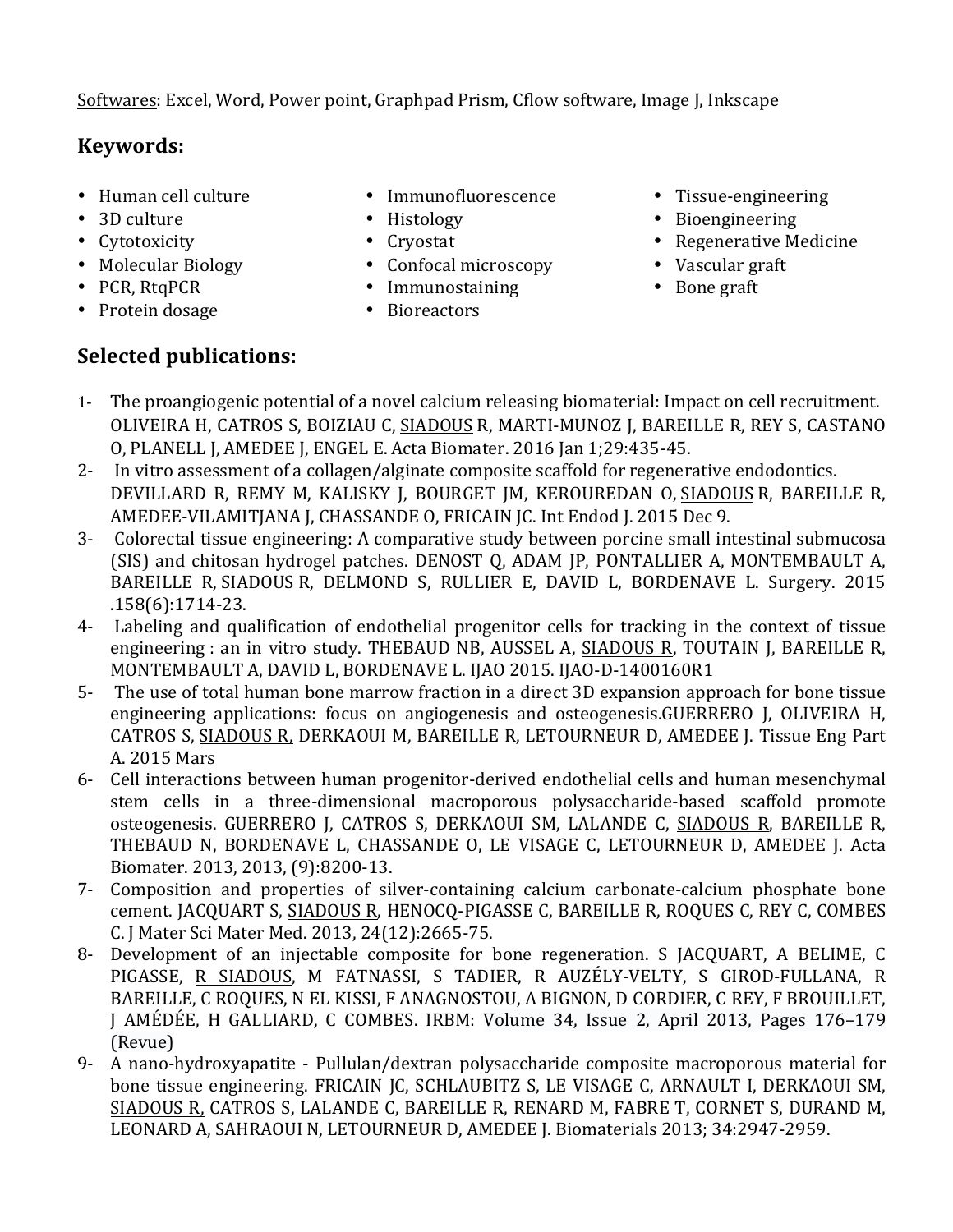<u>Softwares</u>: Excel, Word, Power point, Graphpad Prism, Cflow software, Image J, Inkscape

## Keywords:

- Human cell culture
- 3D culture
- Cytotoxicity
- Molecular Biology
- PCR, RtqPCR
- Protein dosage
- Immunofluorescence
- Histology
- Cryostat
- Confocal microscopy
- Immunostaining
- Bioreactors
- Tissue-engineering
- Bioengineering
- Regenerative Medicine
- Vascular graft
- Bone graft

## Selected publications:

1- The proangiogenic potential of a novel calcium releasing biomaterial: Impact on cell recruitment. OLIVEIRA H, CATROS S, BOIZIAU C, <u>SIADOUS</u> R, MARTI-MUNOZ J, BAREILLE R, REY S, CASTANO O, PLANELL J, AMEDEE J, ENGEL E. Acta Biomater. 2016 Jan 1;29:435-45.

2- In vitro assessment of a collagen/alginate composite scaffold for regenerative endodontics. DEVILLARD R, REMY M, KALISKY J, BOURGET JM, KEROUREDAN O, <u>SIADOUS</u> R, BAREILLE R, AMEDEE-VILAMITJANA J, CHASSANDE O, FRICAIN JC. Int Endod J. 2015 Dec 9.

3- Colorectal tissue engineering: A comparative study between porcine small intestinal submucosa (SIS) and chitosan hydrogel patches. DENOST Q, ADAM JP, PONTALLIER A, MONTEMBAULT A, BAREILLE R, <u>SIADOUS</u> R, DELMOND S, RULLIER E, DAVID L, BORDENAVE L. Surgery. 2015 .158(6):1714-23.

4- Labeling and qualification of endothelial progenitor cells for tracking in the context of tissue engineering : an in vitro study. THEBAUD NB, AUSSEL A, <u>SIADOUS R</u>, TOUTAIN J, BAREILLE R, MONTEMBAULT A, DAVID L, BORDENAVE L. IJAO 2015. IJAO-D-1400160R1

5- The use of total human bone marrow fraction in a direct 3D expansion approach for bone tissue engineering applications: focus on angiogenesis and osteogenesis.GUERRERO J, OLIVEIRA H, CATROS S, <u>SIADOUS R,</u> DERKAOUI M, BAREILLE R, LETOURNEUR D, AMEDEE J. Tissue Eng Part A. 2015 Mars

6- Cell interactions between human progenitor-derived endothelial cells and human mesenchymal stem cells in a three-dimensional macroporous polysaccharide-based scaffold promote osteogenesis. GUERRERO J, CATROS S, DERKAOUI SM, LALANDE C, <u>SIADOUS R</u>, BAREILLE R, THEBAUD N, BORDENAVE L, CHASSANDE O, LE VISAGE C, LETOURNEUR D, AMEDEE J. Acta Biomater. 2013, 2013, (9):8200-13.

7- Composition and properties of silver-containing calcium carbonate-calcium phosphate bone cement. JACQUART S, <u>SIADOUS R</u>, HENOCQ-PIGASSE C, BAREILLE R, ROQUES C, REY C, COMBES C. J Mater Sci Mater Med. 2013, 24(12):2665-75.

8- Development of an injectable composite for bone regeneration. S JACQUART, A BELIME, C PIGASSE, <u>R SIADOUS</u>, M FATNASSI, S TADIER, R AUZÉLY-VELTY, S GIROD-FULLANA, R BAREILLE, C ROQUES, N EL KISSI, F ANAGNOSTOU, A BIGNON, D CORDIER, C REY, F BROUILLET, J AMÉDÉE, H GALLIARD, C COMBES. IRBM: Volume 34, Issue 2, April 2013, Pages 176–179 (Revue)

9- A nano-hydroxyapatite - Pullulan/dextran polysaccharide composite macroporous material for bone tissue engineering. FRICAIN JC, SCHLAUBITZ S, LE VISAGE C, ARNAULT I, DERKAOUI SM, <u>SIADOUS R,</u> CATROS S, LALANDE C, BAREILLE R, RENARD M, FABRE T, CORNET S, DURAND M, LEONARD A, SAHRAOUI N, LETOURNEUR D, AMEDEE J. Biomaterials 2013; 34:2947-2959.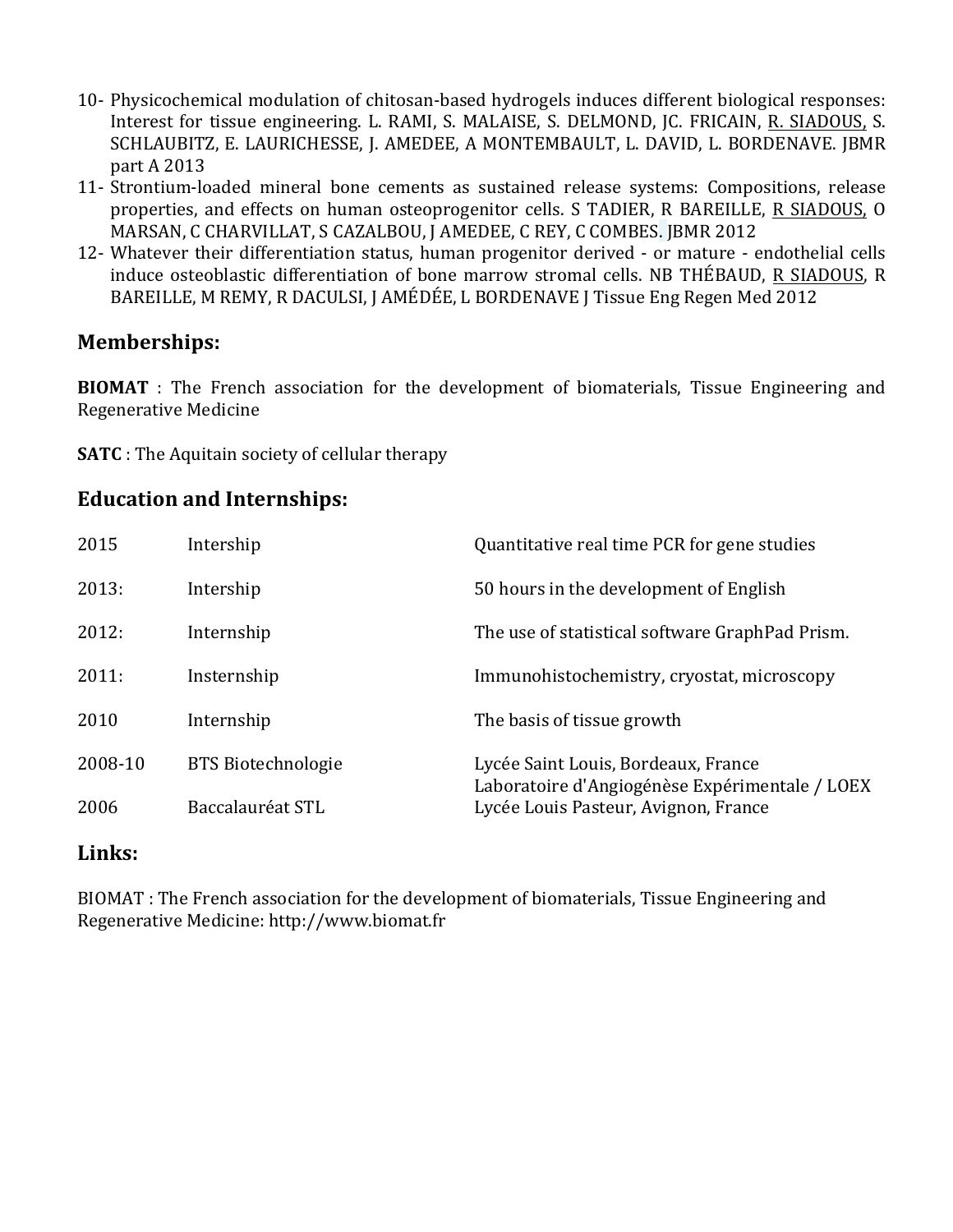10- Physicochemical modulation of chitosan-based hydrogels induces different biological responses: Interest for tissue engineering. L. RAMI, S. MALAISE, S. DELMOND, JC. FRICAIN, R. SIADOUS, S. SCHLAUBITZ, E. LAURICHESSE, J. AMEDEE, A MONTEMBAULT, L. DAVID, L. BORDENAVE. JBMR part A 2013

11- Strontium-loaded mineral bone cements as sustained release systems: Compositions, release properties, and effects on human osteoprogenitor cells. S TADIER, R BAREILLE, R SIADOUS, O MARSAN, C CHARVILLAT, S CAZALBOU, J AMEDEE, C REY, C COMBES. JBMR 2012

12- Whatever their differentiation status, human progenitor derived - or mature - endothelial cells induce osteoblastic differentiation of bone marrow stromal cells. NB THÉBAUD, R SIADOUS, R BAREILLE, M REMY, R DACULSI, J AMÉDÉE, L BORDENAVE J Tissue Eng Regen Med 2012

## Memberships:

**BIOMAT** : The French association for the development of biomaterials, Tissue Engineering and Regenerative Medicine

**SATC** : The Aquitain society of cellular therapy

## Education and Internships:

| | | |
|---|---|---|
| 2015 | Intership | Quantitative real time PCR for gene studies |
| 2013: | Intership | 50 hours in the development of English |
| 2012: | Internship | The use of statistical software GraphPad Prism. |
| 2011: | Insternship | Immunohistochemistry, cryostat, microscopy |
| 2010 | Internship | The basis of tissue growth |
| 2008-10 | BTS Biotechnologie | Lycée Saint Louis, Bordeaux, France<br>Laboratoire d'Angiogénèse Expérimentale / LOEX |
| 2006 | Baccalauréat STL | Lycée Louis Pasteur, Avignon, France |

## Links:

BIOMAT : The French association for the development of biomaterials, Tissue Engineering and Regenerative Medicine: http://www.biomat.fr